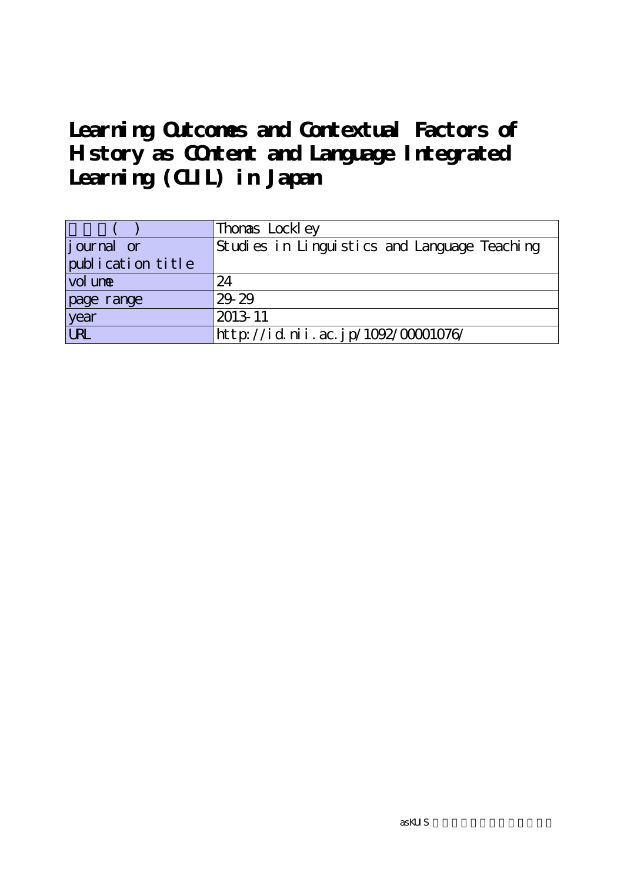# Learning Outcomes and Contextual Factors of History as COntent and Language Integrated Learning (CLIL) in Japan

| 著者(英) | Thomas Lockley |
| --- | --- |
| journal or publication title | Studies in Linguistics and Language Teaching |
| volume | 24 |
| page range | 29-29 |
| year | 2013-11 |
| URL | http://id.nii.ac.jp/1092/00001076/ |

asKUIS 神田外語大学学術情報リポジトリ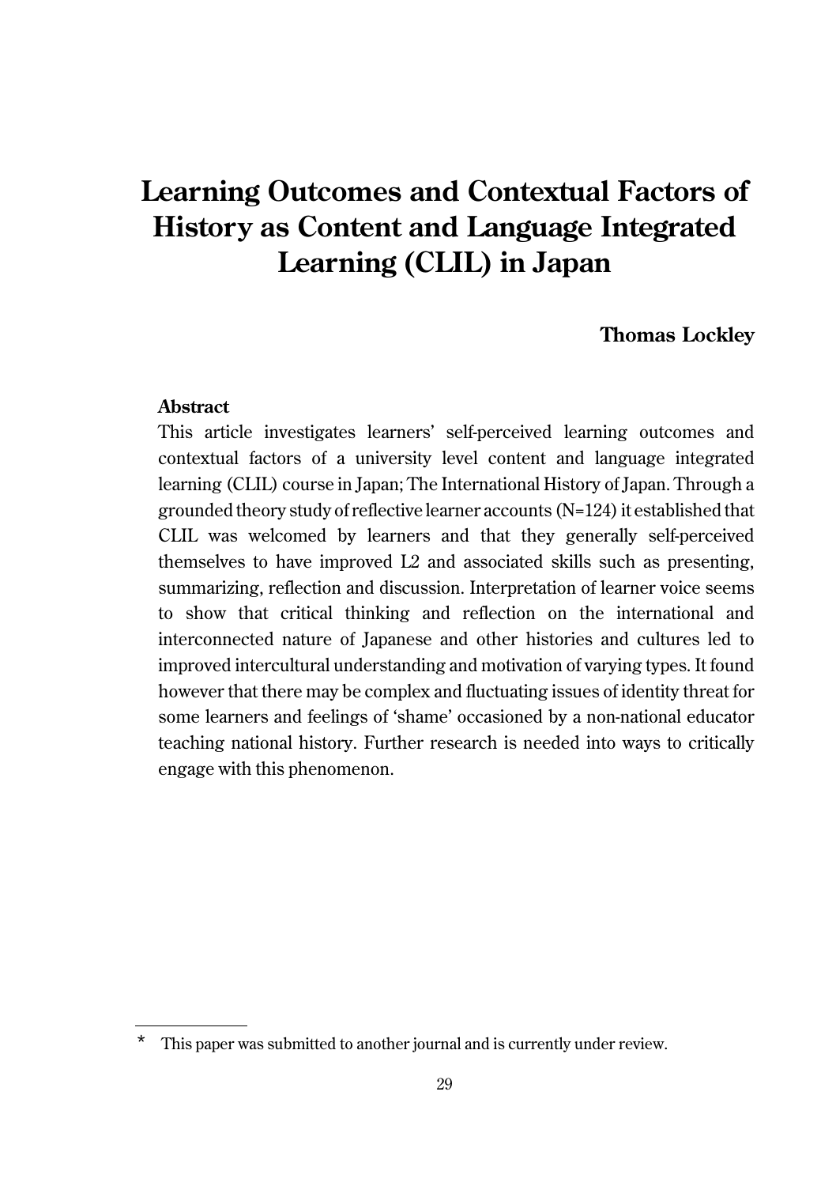# Learning Outcomes and Contextual Factors of History as Content and Language Integrated Learning (CLIL) in Japan

**Thomas Lockley**

**Abstract**

This article investigates learners' self-perceived learning outcomes and contextual factors of a university level content and language integrated learning (CLIL) course in Japan; The International History of Japan. Through a grounded theory study of reflective learner accounts (N=124) it established that CLIL was welcomed by learners and that they generally self-perceived themselves to have improved L2 and associated skills such as presenting, summarizing, reflection and discussion. Interpretation of learner voice seems to show that critical thinking and reflection on the international and interconnected nature of Japanese and other histories and cultures led to improved intercultural understanding and motivation of varying types. It found however that there may be complex and fluctuating issues of identity threat for some learners and feelings of 'shame' occasioned by a non-national educator teaching national history. Further research is needed into ways to critically engage with this phenomenon.

---

\* This paper was submitted to another journal and is currently under review.